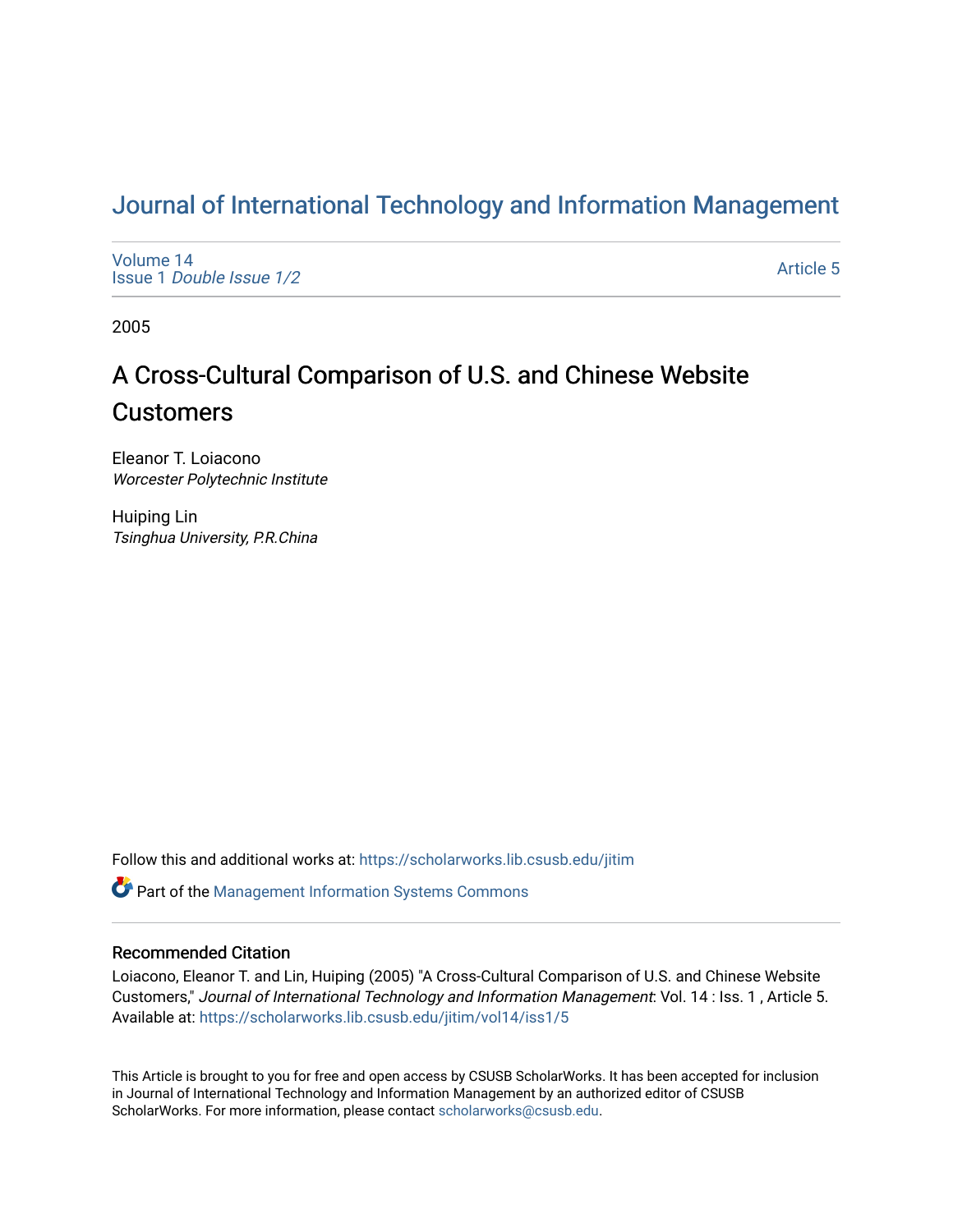# Journal of International Technology and Information Management

Volume 14
Issue 1 *Double Issue 1/2*

Article 5

2005

## A Cross-Cultural Comparison of U.S. and Chinese Website Customers

Eleanor T. Loiacono
*Worcester Polytechnic Institute*

Huiping Lin
*Tsinghua University, P.R.China*

Follow this and additional works at: https://scholarworks.lib.csusb.edu/jitim

Part of the Management Information Systems Commons

### Recommended Citation

Loiacono, Eleanor T. and Lin, Huiping (2005) "A Cross-Cultural Comparison of U.S. and Chinese Website Customers," *Journal of International Technology and Information Management*: Vol. 14 : Iss. 1 , Article 5.
Available at: https://scholarworks.lib.csusb.edu/jitim/vol14/iss1/5

This Article is brought to you for free and open access by CSUSB ScholarWorks. It has been accepted for inclusion in Journal of International Technology and Information Management by an authorized editor of CSUSB ScholarWorks. For more information, please contact scholarworks@csusb.edu.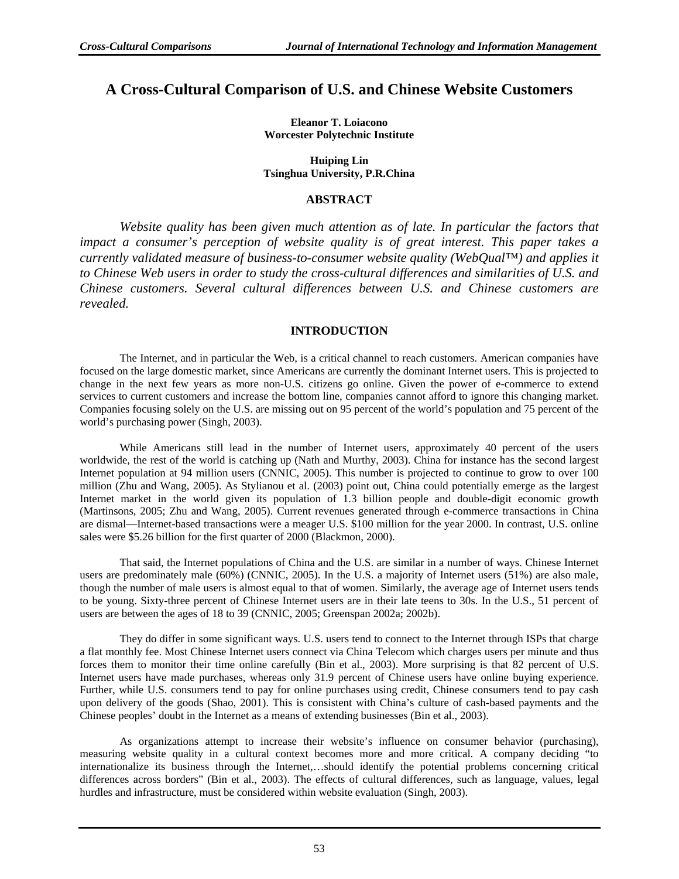# A Cross-Cultural Comparison of U.S. and Chinese Website Customers

**Eleanor T. Loiacono**
**Worcester Polytechnic Institute**

**Huiping Lin**
**Tsinghua University, P.R.China**

## ABSTRACT

*Website quality has been given much attention as of late. In particular the factors that impact a consumer's perception of website quality is of great interest. This paper takes a currently validated measure of business-to-consumer website quality (WebQual™) and applies it to Chinese Web users in order to study the cross-cultural differences and similarities of U.S. and Chinese customers. Several cultural differences between U.S. and Chinese customers are revealed.*

## INTRODUCTION

The Internet, and in particular the Web, is a critical channel to reach customers. American companies have focused on the large domestic market, since Americans are currently the dominant Internet users. This is projected to change in the next few years as more non-U.S. citizens go online. Given the power of e-commerce to extend services to current customers and increase the bottom line, companies cannot afford to ignore this changing market. Companies focusing solely on the U.S. are missing out on 95 percent of the world's population and 75 percent of the world's purchasing power (Singh, 2003).

While Americans still lead in the number of Internet users, approximately 40 percent of the users worldwide, the rest of the world is catching up (Nath and Murthy, 2003). China for instance has the second largest Internet population at 94 million users (CNNIC, 2005). This number is projected to continue to grow to over 100 million (Zhu and Wang, 2005). As Stylianou et al. (2003) point out, China could potentially emerge as the largest Internet market in the world given its population of 1.3 billion people and double-digit economic growth (Martinsons, 2005; Zhu and Wang, 2005). Current revenues generated through e-commerce transactions in China are dismal—Internet-based transactions were a meager U.S. $100 million for the year 2000. In contrast, U.S. online sales were $5.26 billion for the first quarter of 2000 (Blackmon, 2000).

That said, the Internet populations of China and the U.S. are similar in a number of ways. Chinese Internet users are predominately male (60%) (CNNIC, 2005). In the U.S. a majority of Internet users (51%) are also male, though the number of male users is almost equal to that of women. Similarly, the average age of Internet users tends to be young. Sixty-three percent of Chinese Internet users are in their late teens to 30s. In the U.S., 51 percent of users are between the ages of 18 to 39 (CNNIC, 2005; Greenspan 2002a; 2002b).

They do differ in some significant ways. U.S. users tend to connect to the Internet through ISPs that charge a flat monthly fee. Most Chinese Internet users connect via China Telecom which charges users per minute and thus forces them to monitor their time online carefully (Bin et al., 2003). More surprising is that 82 percent of U.S. Internet users have made purchases, whereas only 31.9 percent of Chinese users have online buying experience. Further, while U.S. consumers tend to pay for online purchases using credit, Chinese consumers tend to pay cash upon delivery of the goods (Shao, 2001). This is consistent with China's culture of cash-based payments and the Chinese peoples' doubt in the Internet as a means of extending businesses (Bin et al., 2003).

As organizations attempt to increase their website's influence on consumer behavior (purchasing), measuring website quality in a cultural context becomes more and more critical. A company deciding "to internationalize its business through the Internet,…should identify the potential problems concerning critical differences across borders" (Bin et al., 2003). The effects of cultural differences, such as language, values, legal hurdles and infrastructure, must be considered within website evaluation (Singh, 2003).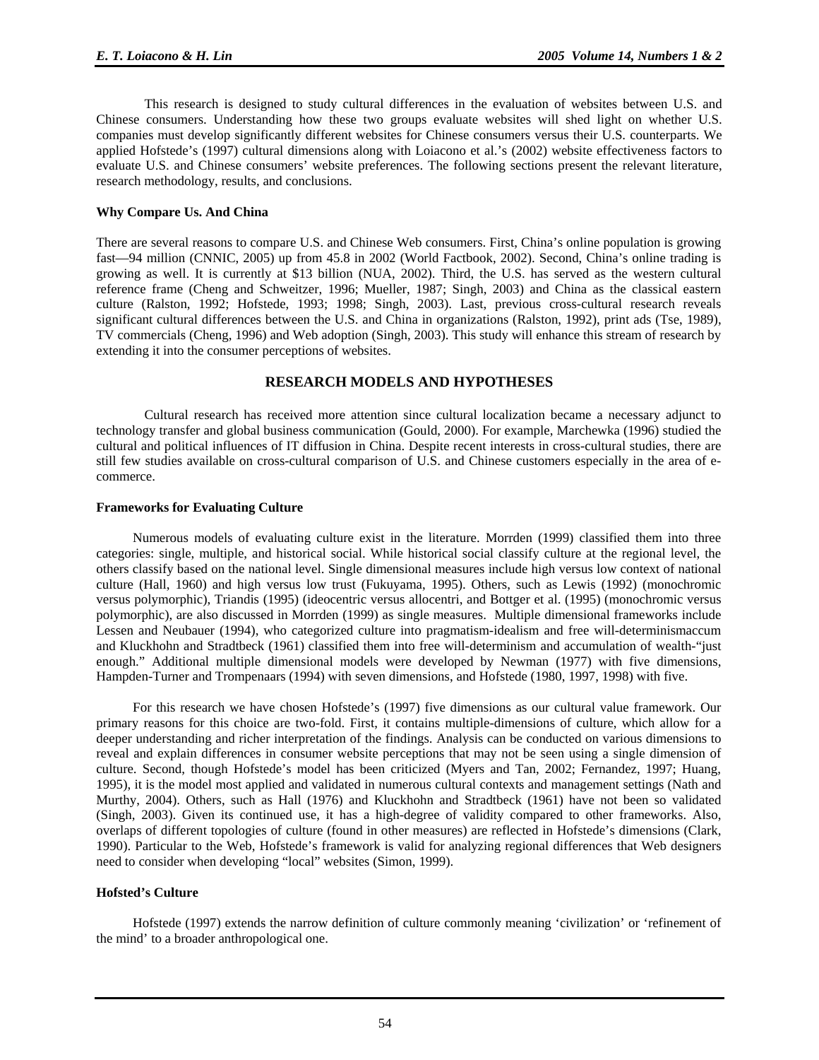This research is designed to study cultural differences in the evaluation of websites between U.S. and Chinese consumers. Understanding how these two groups evaluate websites will shed light on whether U.S. companies must develop significantly different websites for Chinese consumers versus their U.S. counterparts. We applied Hofstede's (1997) cultural dimensions along with Loiacono et al.'s (2002) website effectiveness factors to evaluate U.S. and Chinese consumers' website preferences. The following sections present the relevant literature, research methodology, results, and conclusions.

**Why Compare Us. And China**

There are several reasons to compare U.S. and Chinese Web consumers. First, China's online population is growing fast—94 million (CNNIC, 2005) up from 45.8 in 2002 (World Factbook, 2002). Second, China's online trading is growing as well. It is currently at $13 billion (NUA, 2002). Third, the U.S. has served as the western cultural reference frame (Cheng and Schweitzer, 1996; Mueller, 1987; Singh, 2003) and China as the classical eastern culture (Ralston, 1992; Hofstede, 1993; 1998; Singh, 2003). Last, previous cross-cultural research reveals significant cultural differences between the U.S. and China in organizations (Ralston, 1992), print ads (Tse, 1989), TV commercials (Cheng, 1996) and Web adoption (Singh, 2003). This study will enhance this stream of research by extending it into the consumer perceptions of websites.

## RESEARCH MODELS AND HYPOTHESES

Cultural research has received more attention since cultural localization became a necessary adjunct to technology transfer and global business communication (Gould, 2000). For example, Marchewka (1996) studied the cultural and political influences of IT diffusion in China. Despite recent interests in cross-cultural studies, there are still few studies available on cross-cultural comparison of U.S. and Chinese customers especially in the area of e-commerce.

**Frameworks for Evaluating Culture**

Numerous models of evaluating culture exist in the literature. Morrden (1999) classified them into three categories: single, multiple, and historical social. While historical social classify culture at the regional level, the others classify based on the national level. Single dimensional measures include high versus low context of national culture (Hall, 1960) and high versus low trust (Fukuyama, 1995). Others, such as Lewis (1992) (monochromic versus polymorphic), Triandis (1995) (ideocentric versus allocentri, and Bottger et al. (1995) (monochromic versus polymorphic), are also discussed in Morrden (1999) as single measures. Multiple dimensional frameworks include Lessen and Neubauer (1994), who categorized culture into pragmatism-idealism and free will-determinismaccum and Kluckhohn and Stradtbeck (1961) classified them into free will-determinism and accumulation of wealth-"just enough." Additional multiple dimensional models were developed by Newman (1977) with five dimensions, Hampden-Turner and Trompenaars (1994) with seven dimensions, and Hofstede (1980, 1997, 1998) with five.

For this research we have chosen Hofstede's (1997) five dimensions as our cultural value framework. Our primary reasons for this choice are two-fold. First, it contains multiple-dimensions of culture, which allow for a deeper understanding and richer interpretation of the findings. Analysis can be conducted on various dimensions to reveal and explain differences in consumer website perceptions that may not be seen using a single dimension of culture. Second, though Hofstede's model has been criticized (Myers and Tan, 2002; Fernandez, 1997; Huang, 1995), it is the model most applied and validated in numerous cultural contexts and management settings (Nath and Murthy, 2004). Others, such as Hall (1976) and Kluckhohn and Stradtbeck (1961) have not been so validated (Singh, 2003). Given its continued use, it has a high-degree of validity compared to other frameworks. Also, overlaps of different topologies of culture (found in other measures) are reflected in Hofstede's dimensions (Clark, 1990). Particular to the Web, Hofstede's framework is valid for analyzing regional differences that Web designers need to consider when developing "local" websites (Simon, 1999).

**Hofsted's Culture**

Hofstede (1997) extends the narrow definition of culture commonly meaning 'civilization' or 'refinement of the mind' to a broader anthropological one.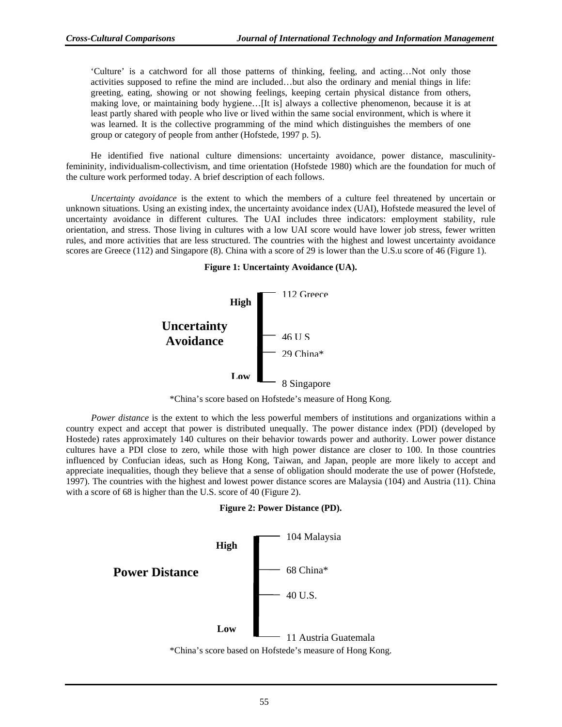‘Culture’ is a catchword for all those patterns of thinking, feeling, and acting…Not only those activities supposed to refine the mind are included…but also the ordinary and menial things in life: greeting, eating, showing or not showing feelings, keeping certain physical distance from others, making love, or maintaining body hygiene…[It is] always a collective phenomenon, because it is at least partly shared with people who live or lived within the same social environment, which is where it was learned. It is the collective programming of the mind which distinguishes the members of one group or category of people from anther (Hofstede, 1997 p. 5).

He identified five national culture dimensions: uncertainty avoidance, power distance, masculinity-femininity, individualism-collectivism, and time orientation (Hofstede 1980) which are the foundation for much of the culture work performed today. A brief description of each follows.

*Uncertainty avoidance* is the extent to which the members of a culture feel threatened by uncertain or unknown situations. Using an existing index, the uncertainty avoidance index (UAI), Hofstede measured the level of uncertainty avoidance in different cultures. The UAI includes three indicators: employment stability, rule orientation, and stress. Those living in cultures with a low UAI score would have lower job stress, fewer written rules, and more activities that are less structured. The countries with the highest and lowest uncertainty avoidance scores are Greece (112) and Singapore (8). China with a score of 29 is lower than the U.S.u score of 46 (Figure 1).

**Figure 1: Uncertainty Avoidance (UA).**

**Uncertainty Avoidance**

| | Score |
|---|---|
| **High** | 112 Greece |
| | 46 U.S. |
| | 29 China* |
| **Low** | 8 Singapore |

*China’s score based on Hofstede’s measure of Hong Kong.

*Power distance* is the extent to which the less powerful members of institutions and organizations within a country expect and accept that power is distributed unequally. The power distance index (PDI) (developed by Hostede) rates approximately 140 cultures on their behavior towards power and authority. Lower power distance cultures have a PDI close to zero, while those with high power distance are closer to 100. In those countries influenced by Confucian ideas, such as Hong Kong, Taiwan, and Japan, people are more likely to accept and appreciate inequalities, though they believe that a sense of obligation should moderate the use of power (Hofstede, 1997). The countries with the highest and lowest power distance scores are Malaysia (104) and Austria (11). China with a score of 68 is higher than the U.S. score of 40 (Figure 2).

**Figure 2: Power Distance (PD).**

**Power Distance**

| | Score |
|---|---|
| **High** | 104 Malaysia |
| | 68 China* |
| | 40 U.S. |
| **Low** | 11 Austria Guatemala |

*China’s score based on Hofstede’s measure of Hong Kong.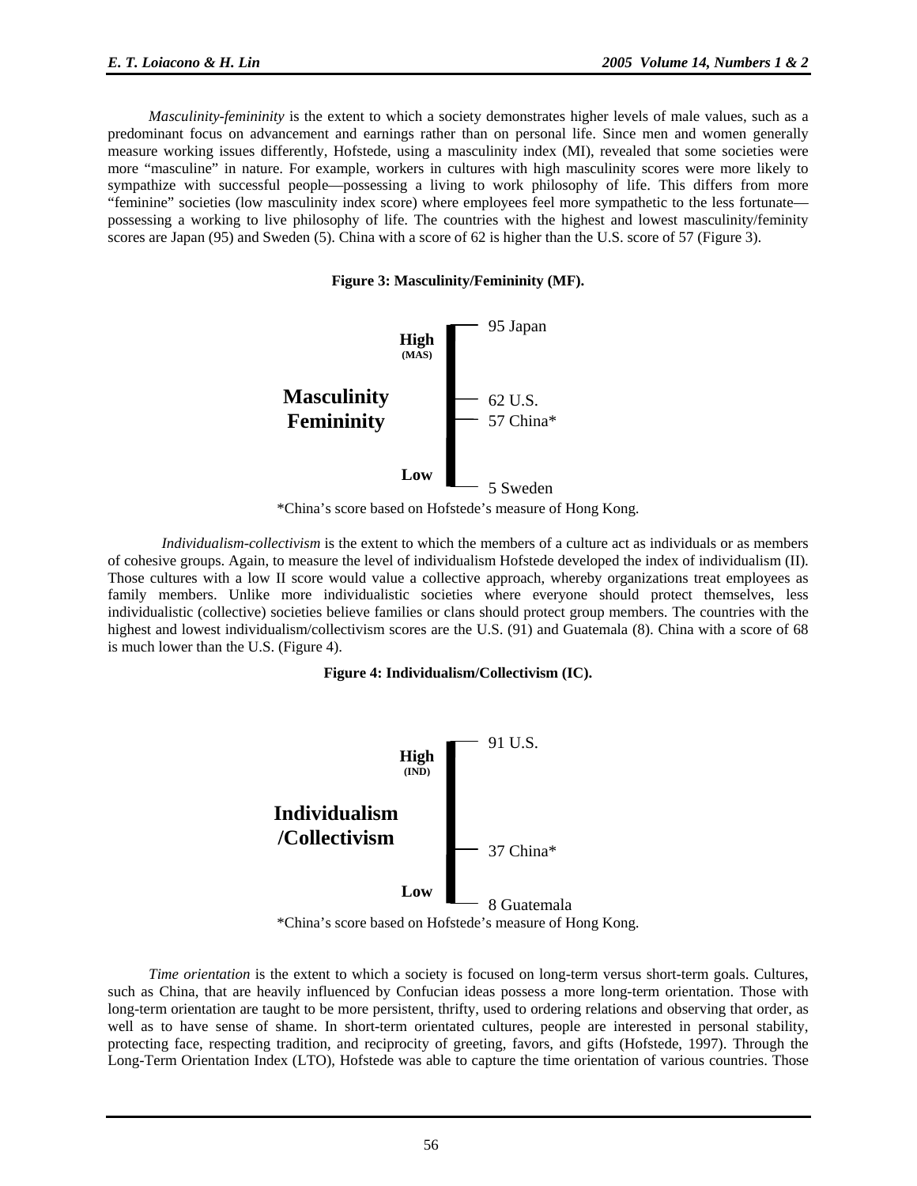*Masculinity-femininity* is the extent to which a society demonstrates higher levels of male values, such as a predominant focus on advancement and earnings rather than on personal life. Since men and women generally measure working issues differently, Hofstede, using a masculinity index (MI), revealed that some societies were more "masculine" in nature. For example, workers in cultures with high masculinity scores were more likely to sympathize with successful people—possessing a living to work philosophy of life. This differs from more "feminine" societies (low masculinity index score) where employees feel more sympathetic to the less fortunate—possessing a working to live philosophy of life. The countries with the highest and lowest masculinity/feminity scores are Japan (95) and Sweden (5). China with a score of 62 is higher than the U.S. score of 57 (Figure 3).

**Figure 3: Masculinity/Femininity (MF).**

**Masculinity Femininity**

**High (MAS)**

- 95 Japan
- 62 U.S.
- 57 China*
- 5 Sweden

**Low**

*China's score based on Hofstede's measure of Hong Kong.

*Individualism-collectivism* is the extent to which the members of a culture act as individuals or as members of cohesive groups. Again, to measure the level of individualism Hofstede developed the index of individualism (II). Those cultures with a low II score would value a collective approach, whereby organizations treat employees as family members. Unlike more individualistic societies where everyone should protect themselves, less individualistic (collective) societies believe families or clans should protect group members. The countries with the highest and lowest individualism/collectivism scores are the U.S. (91) and Guatemala (8). China with a score of 68 is much lower than the U.S. (Figure 4).

**Figure 4: Individualism/Collectivism (IC).**

**Individualism /Collectivism**

**High (IND)**

- 91 U.S.
- 37 China*
- 8 Guatemala

**Low**

*China's score based on Hofstede's measure of Hong Kong.

*Time orientation* is the extent to which a society is focused on long-term versus short-term goals. Cultures, such as China, that are heavily influenced by Confucian ideas possess a more long-term orientation. Those with long-term orientation are taught to be more persistent, thrifty, used to ordering relations and observing that order, as well as to have sense of shame. In short-term orientated cultures, people are interested in personal stability, protecting face, respecting tradition, and reciprocity of greeting, favors, and gifts (Hofstede, 1997). Through the Long-Term Orientation Index (LTO), Hofstede was able to capture the time orientation of various countries. Those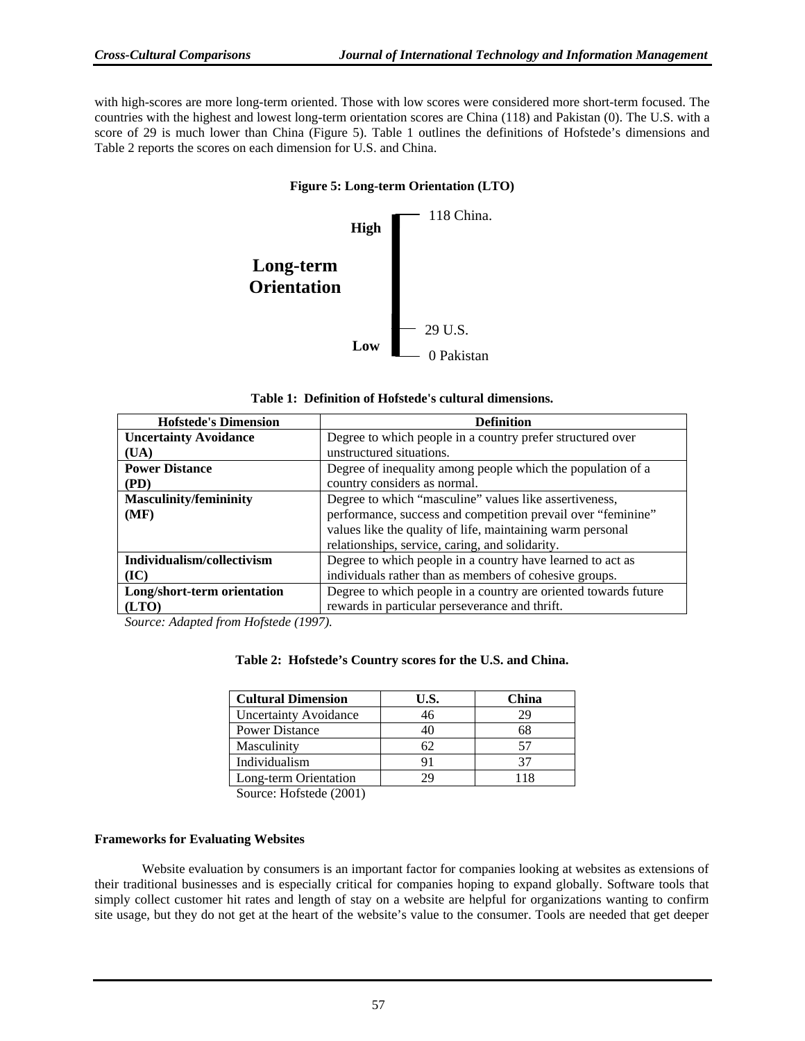with high-scores are more long-term oriented. Those with low scores were considered more short-term focused. The countries with the highest and lowest long-term orientation scores are China (118) and Pakistan (0). The U.S. with a score of 29 is much lower than China (Figure 5). Table 1 outlines the definitions of Hofstede's dimensions and Table 2 reports the scores on each dimension for U.S. and China.

**Figure 5: Long-term Orientation (LTO)**

**Long-term Orientation**

**High** — 118 China.

**Low** — 29 U.S. — 0 Pakistan

**Table 1: Definition of Hofstede's cultural dimensions.**

| Hofstede's Dimension | Definition |
|---|---|
| **Uncertainty Avoidance (UA)** | Degree to which people in a country prefer structured over unstructured situations. |
| **Power Distance (PD)** | Degree of inequality among people which the population of a country considers as normal. |
| **Masculinity/femininity (MF)** | Degree to which "masculine" values like assertiveness, performance, success and competition prevail over "feminine" values like the quality of life, maintaining warm personal relationships, service, caring, and solidarity. |
| **Individualism/collectivism (IC)** | Degree to which people in a country have learned to act as individuals rather than as members of cohesive groups. |
| **Long/short-term orientation (LTO)** | Degree to which people in a country are oriented towards future rewards in particular perseverance and thrift. |

*Source: Adapted from Hofstede (1997).*

**Table 2: Hofstede's Country scores for the U.S. and China.**

| Cultural Dimension | U.S. | China |
|---|---|---|
| Uncertainty Avoidance | 46 | 29 |
| Power Distance | 40 | 68 |
| Masculinity | 62 | 57 |
| Individualism | 91 | 37 |
| Long-term Orientation | 29 | 118 |

Source: Hofstede (2001)

#### Frameworks for Evaluating Websites

Website evaluation by consumers is an important factor for companies looking at websites as extensions of their traditional businesses and is especially critical for companies hoping to expand globally. Software tools that simply collect customer hit rates and length of stay on a website are helpful for organizations wanting to confirm site usage, but they do not get at the heart of the website's value to the consumer. Tools are needed that get deeper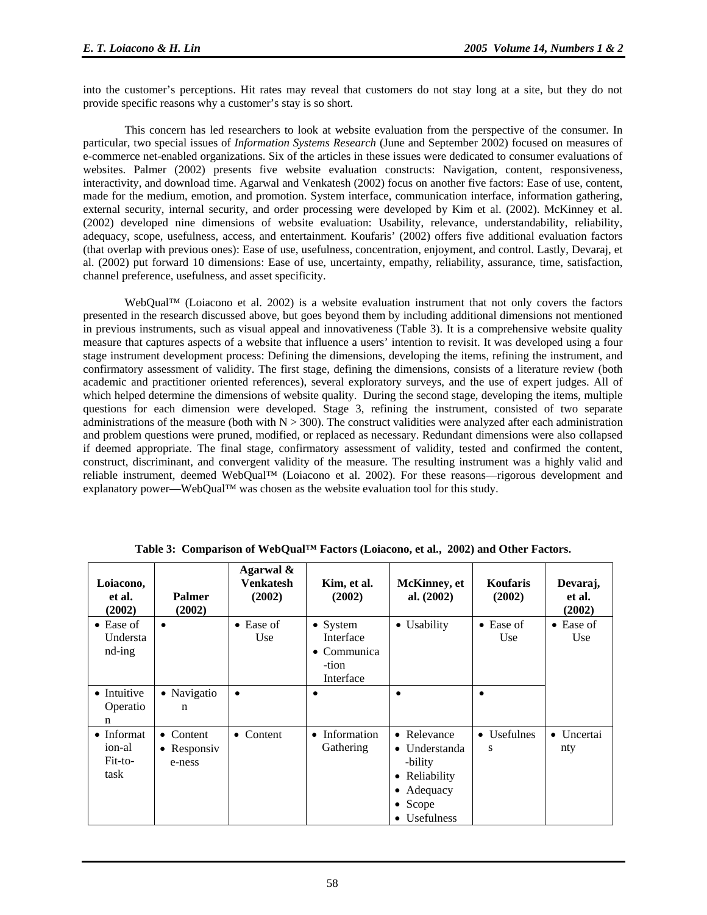into the customer's perceptions. Hit rates may reveal that customers do not stay long at a site, but they do not provide specific reasons why a customer's stay is so short.

This concern has led researchers to look at website evaluation from the perspective of the consumer. In particular, two special issues of *Information Systems Research* (June and September 2002) focused on measures of e-commerce net-enabled organizations. Six of the articles in these issues were dedicated to consumer evaluations of websites. Palmer (2002) presents five website evaluation constructs: Navigation, content, responsiveness, interactivity, and download time. Agarwal and Venkatesh (2002) focus on another five factors: Ease of use, content, made for the medium, emotion, and promotion. System interface, communication interface, information gathering, external security, internal security, and order processing were developed by Kim et al. (2002). McKinney et al. (2002) developed nine dimensions of website evaluation: Usability, relevance, understandability, reliability, adequacy, scope, usefulness, access, and entertainment. Koufaris' (2002) offers five additional evaluation factors (that overlap with previous ones): Ease of use, usefulness, concentration, enjoyment, and control. Lastly, Devaraj, et al. (2002) put forward 10 dimensions: Ease of use, uncertainty, empathy, reliability, assurance, time, satisfaction, channel preference, usefulness, and asset specificity.

WebQual™ (Loiacono et al. 2002) is a website evaluation instrument that not only covers the factors presented in the research discussed above, but goes beyond them by including additional dimensions not mentioned in previous instruments, such as visual appeal and innovativeness (Table 3). It is a comprehensive website quality measure that captures aspects of a website that influence a users' intention to revisit. It was developed using a four stage instrument development process: Defining the dimensions, developing the items, refining the instrument, and confirmatory assessment of validity. The first stage, defining the dimensions, consists of a literature review (both academic and practitioner oriented references), several exploratory surveys, and the use of expert judges. All of which helped determine the dimensions of website quality. During the second stage, developing the items, multiple questions for each dimension were developed. Stage 3, refining the instrument, consisted of two separate administrations of the measure (both with $N > 300$). The construct validities were analyzed after each administration and problem questions were pruned, modified, or replaced as necessary. Redundant dimensions were also collapsed if deemed appropriate. The final stage, confirmatory assessment of validity, tested and confirmed the content, construct, discriminant, and convergent validity of the measure. The resulting instrument was a highly valid and reliable instrument, deemed WebQual™ (Loiacono et al. 2002). For these reasons—rigorous development and explanatory power—WebQual™ was chosen as the website evaluation tool for this study.

**Table 3: Comparison of WebQual™ Factors (Loiacono, et al., 2002) and Other Factors.**

| Loiacono, et al. (2002) | Palmer (2002) | Agarwal & Venkatesh (2002) | Kim, et al. (2002) | McKinney, et al. (2002) | Koufaris (2002) | Devaraj, et al. (2002) |
|---|---|---|---|---|---|---|
| • Ease of Understand-ing | • | • Ease of Use | • System Interface<br>• Communica-tion Interface | • Usability | • Ease of Use | • Ease of Use |
| • Intuitive Operation | • Navigation | • | • | • | • | |
| • Information-al Fit-to-task | • Content<br>• Responsiveness | • Content | • Information Gathering | • Relevance<br>• Understanda-bility<br>• Reliability<br>• Adequacy<br>• Scope<br>• Usefulness | • Usefulness | • Uncertainty |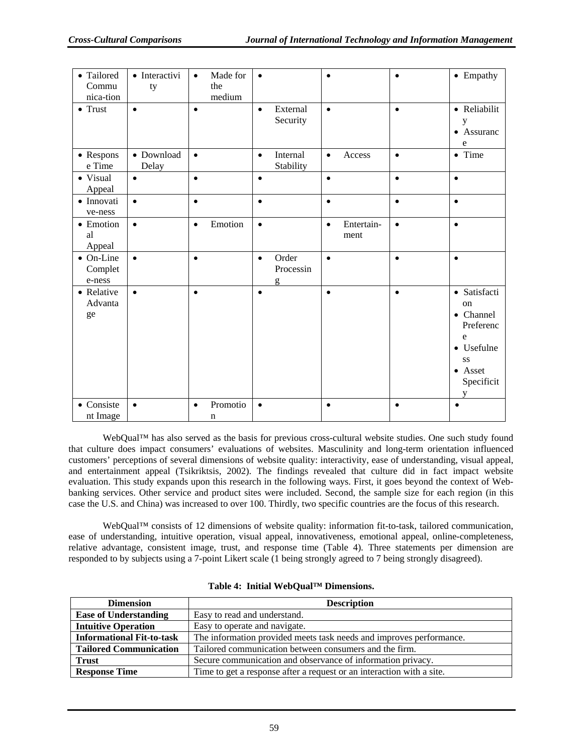| • Tailored Communica-tion | • Interactivity | • Made for the medium | • | • | • | • Empathy |
|---|---|---|---|---|---|---|
| • Trust | • | • | • External Security | • | • | • Reliability • Assurance |
| • Response Time | • Download Delay | • | • Internal Stability | • Access | • | • Time |
| • Visual Appeal | • | • | • | • | • | • |
| • Innovative-ness | • | • | • | • | • | • |
| • Emotional Appeal | • | • Emotion | • | • Entertain-ment | • | • |
| • On-Line Complete-ness | • | • | • Order Processing | • | • | • |
| • Relative Advantage | • | • | • | • | • | • Satisfaction • Channel Preference • Usefulness • Asset Specificity |
| • Consistent Image | • | • Promotion | • | • | • | • |

WebQual™ has also served as the basis for previous cross-cultural website studies. One such study found that culture does impact consumers' evaluations of websites. Masculinity and long-term orientation influenced customers' perceptions of several dimensions of website quality: interactivity, ease of understanding, visual appeal, and entertainment appeal (Tsikriktsis, 2002). The findings revealed that culture did in fact impact website evaluation. This study expands upon this research in the following ways. First, it goes beyond the context of Web-banking services. Other service and product sites were included. Second, the sample size for each region (in this case the U.S. and China) was increased to over 100. Thirdly, two specific countries are the focus of this research.

WebQual™ consists of 12 dimensions of website quality: information fit-to-task, tailored communication, ease of understanding, intuitive operation, visual appeal, innovativeness, emotional appeal, online-completeness, relative advantage, consistent image, trust, and response time (Table 4). Three statements per dimension are responded to by subjects using a 7-point Likert scale (1 being strongly agreed to 7 being strongly disagreed).

**Table 4: Initial WebQual™ Dimensions.**

| Dimension | Description |
|---|---|
| **Ease of Understanding** | Easy to read and understand. |
| **Intuitive Operation** | Easy to operate and navigate. |
| **Informational Fit-to-task** | The information provided meets task needs and improves performance. |
| **Tailored Communication** | Tailored communication between consumers and the firm. |
| **Trust** | Secure communication and observance of information privacy. |
| **Response Time** | Time to get a response after a request or an interaction with a site. |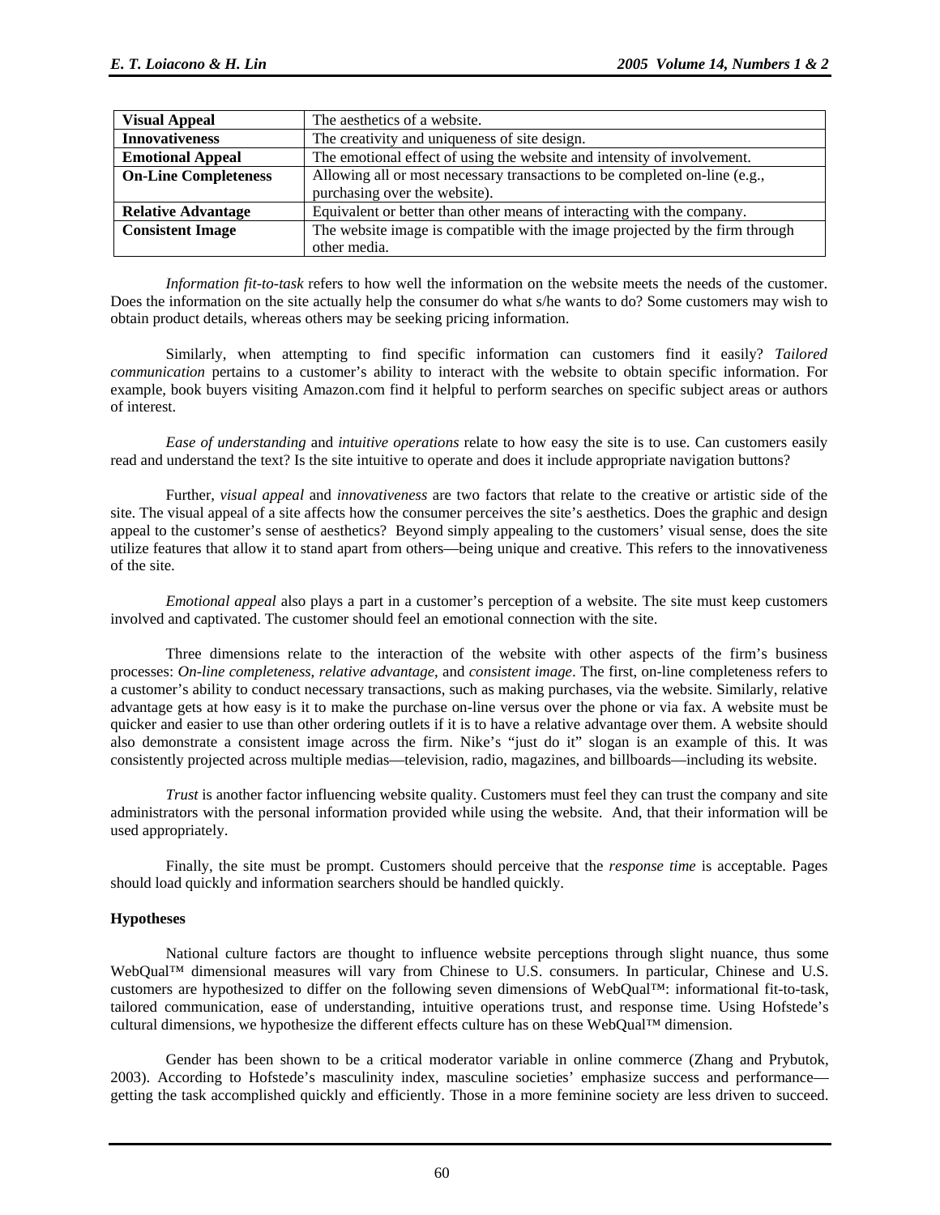| Visual Appeal | The aesthetics of a website. |
|---|---|
| **Innovativeness** | The creativity and uniqueness of site design. |
| **Emotional Appeal** | The emotional effect of using the website and intensity of involvement. |
| **On-Line Completeness** | Allowing all or most necessary transactions to be completed on-line (e.g., purchasing over the website). |
| **Relative Advantage** | Equivalent or better than other means of interacting with the company. |
| **Consistent Image** | The website image is compatible with the image projected by the firm through other media. |

*Information fit-to-task* refers to how well the information on the website meets the needs of the customer. Does the information on the site actually help the consumer do what s/he wants to do? Some customers may wish to obtain product details, whereas others may be seeking pricing information.

Similarly, when attempting to find specific information can customers find it easily? *Tailored communication* pertains to a customer's ability to interact with the website to obtain specific information. For example, book buyers visiting Amazon.com find it helpful to perform searches on specific subject areas or authors of interest.

*Ease of understanding* and *intuitive operations* relate to how easy the site is to use. Can customers easily read and understand the text? Is the site intuitive to operate and does it include appropriate navigation buttons?

Further, *visual appeal* and *innovativeness* are two factors that relate to the creative or artistic side of the site. The visual appeal of a site affects how the consumer perceives the site's aesthetics. Does the graphic and design appeal to the customer's sense of aesthetics? Beyond simply appealing to the customers' visual sense, does the site utilize features that allow it to stand apart from others—being unique and creative. This refers to the innovativeness of the site.

*Emotional appeal* also plays a part in a customer's perception of a website. The site must keep customers involved and captivated. The customer should feel an emotional connection with the site.

Three dimensions relate to the interaction of the website with other aspects of the firm's business processes: *On-line completeness, relative advantage*, and *consistent image*. The first, on-line completeness refers to a customer's ability to conduct necessary transactions, such as making purchases, via the website. Similarly, relative advantage gets at how easy is it to make the purchase on-line versus over the phone or via fax. A website must be quicker and easier to use than other ordering outlets if it is to have a relative advantage over them. A website should also demonstrate a consistent image across the firm. Nike's "just do it" slogan is an example of this. It was consistently projected across multiple medias—television, radio, magazines, and billboards—including its website.

*Trust* is another factor influencing website quality. Customers must feel they can trust the company and site administrators with the personal information provided while using the website. And, that their information will be used appropriately.

Finally, the site must be prompt. Customers should perceive that the *response time* is acceptable. Pages should load quickly and information searchers should be handled quickly.

**Hypotheses**

National culture factors are thought to influence website perceptions through slight nuance, thus some WebQual™ dimensional measures will vary from Chinese to U.S. consumers. In particular, Chinese and U.S. customers are hypothesized to differ on the following seven dimensions of WebQual™: informational fit-to-task, tailored communication, ease of understanding, intuitive operations trust, and response time. Using Hofstede's cultural dimensions, we hypothesize the different effects culture has on these WebQual™ dimension.

Gender has been shown to be a critical moderator variable in online commerce (Zhang and Prybutok, 2003). According to Hofstede's masculinity index, masculine societies' emphasize success and performance—getting the task accomplished quickly and efficiently. Those in a more feminine society are less driven to succeed.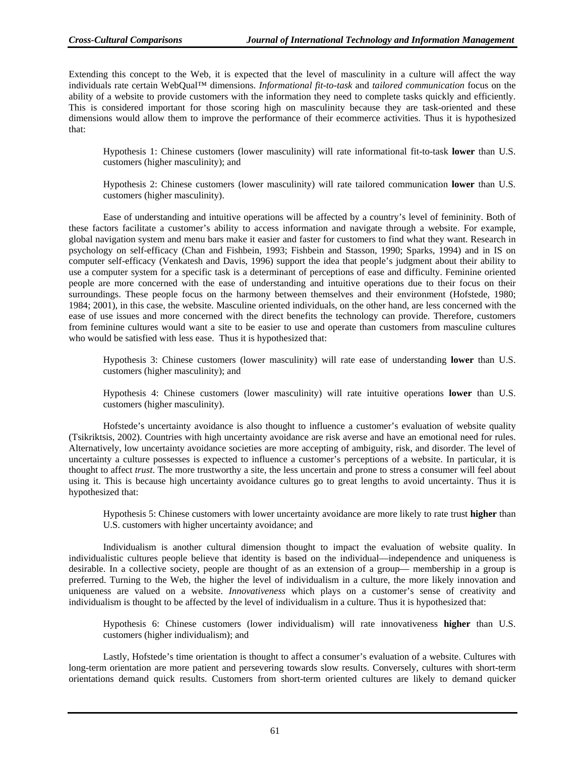Extending this concept to the Web, it is expected that the level of masculinity in a culture will affect the way individuals rate certain WebQual™ dimensions. *Informational fit-to-task* and *tailored communication* focus on the ability of a website to provide customers with the information they need to complete tasks quickly and efficiently. This is considered important for those scoring high on masculinity because they are task-oriented and these dimensions would allow them to improve the performance of their ecommerce activities. Thus it is hypothesized that:

> Hypothesis 1: Chinese customers (lower masculinity) will rate informational fit-to-task **lower** than U.S. customers (higher masculinity); and

> Hypothesis 2: Chinese customers (lower masculinity) will rate tailored communication **lower** than U.S. customers (higher masculinity).

Ease of understanding and intuitive operations will be affected by a country's level of femininity. Both of these factors facilitate a customer's ability to access information and navigate through a website. For example, global navigation system and menu bars make it easier and faster for customers to find what they want. Research in psychology on self-efficacy (Chan and Fishbein, 1993; Fishbein and Stasson, 1990; Sparks, 1994) and in IS on computer self-efficacy (Venkatesh and Davis, 1996) support the idea that people's judgment about their ability to use a computer system for a specific task is a determinant of perceptions of ease and difficulty. Feminine oriented people are more concerned with the ease of understanding and intuitive operations due to their focus on their surroundings. These people focus on the harmony between themselves and their environment (Hofstede, 1980; 1984; 2001), in this case, the website. Masculine oriented individuals, on the other hand, are less concerned with the ease of use issues and more concerned with the direct benefits the technology can provide. Therefore, customers from feminine cultures would want a site to be easier to use and operate than customers from masculine cultures who would be satisfied with less ease. Thus it is hypothesized that:

> Hypothesis 3: Chinese customers (lower masculinity) will rate ease of understanding **lower** than U.S. customers (higher masculinity); and

> Hypothesis 4: Chinese customers (lower masculinity) will rate intuitive operations **lower** than U.S. customers (higher masculinity).

Hofstede's uncertainty avoidance is also thought to influence a customer's evaluation of website quality (Tsikriktsis, 2002). Countries with high uncertainty avoidance are risk averse and have an emotional need for rules. Alternatively, low uncertainty avoidance societies are more accepting of ambiguity, risk, and disorder. The level of uncertainty a culture possesses is expected to influence a customer's perceptions of a website. In particular, it is thought to affect *trust*. The more trustworthy a site, the less uncertain and prone to stress a consumer will feel about using it. This is because high uncertainty avoidance cultures go to great lengths to avoid uncertainty. Thus it is hypothesized that:

> Hypothesis 5: Chinese customers with lower uncertainty avoidance are more likely to rate trust **higher** than U.S. customers with higher uncertainty avoidance; and

Individualism is another cultural dimension thought to impact the evaluation of website quality. In individualistic cultures people believe that identity is based on the individual—independence and uniqueness is desirable. In a collective society, people are thought of as an extension of a group— membership in a group is preferred. Turning to the Web, the higher the level of individualism in a culture, the more likely innovation and uniqueness are valued on a website. *Innovativeness* which plays on a customer's sense of creativity and individualism is thought to be affected by the level of individualism in a culture. Thus it is hypothesized that:

> Hypothesis 6: Chinese customers (lower individualism) will rate innovativeness **higher** than U.S. customers (higher individualism); and

Lastly, Hofstede's time orientation is thought to affect a consumer's evaluation of a website. Cultures with long-term orientation are more patient and persevering towards slow results. Conversely, cultures with short-term orientations demand quick results. Customers from short-term oriented cultures are likely to demand quicker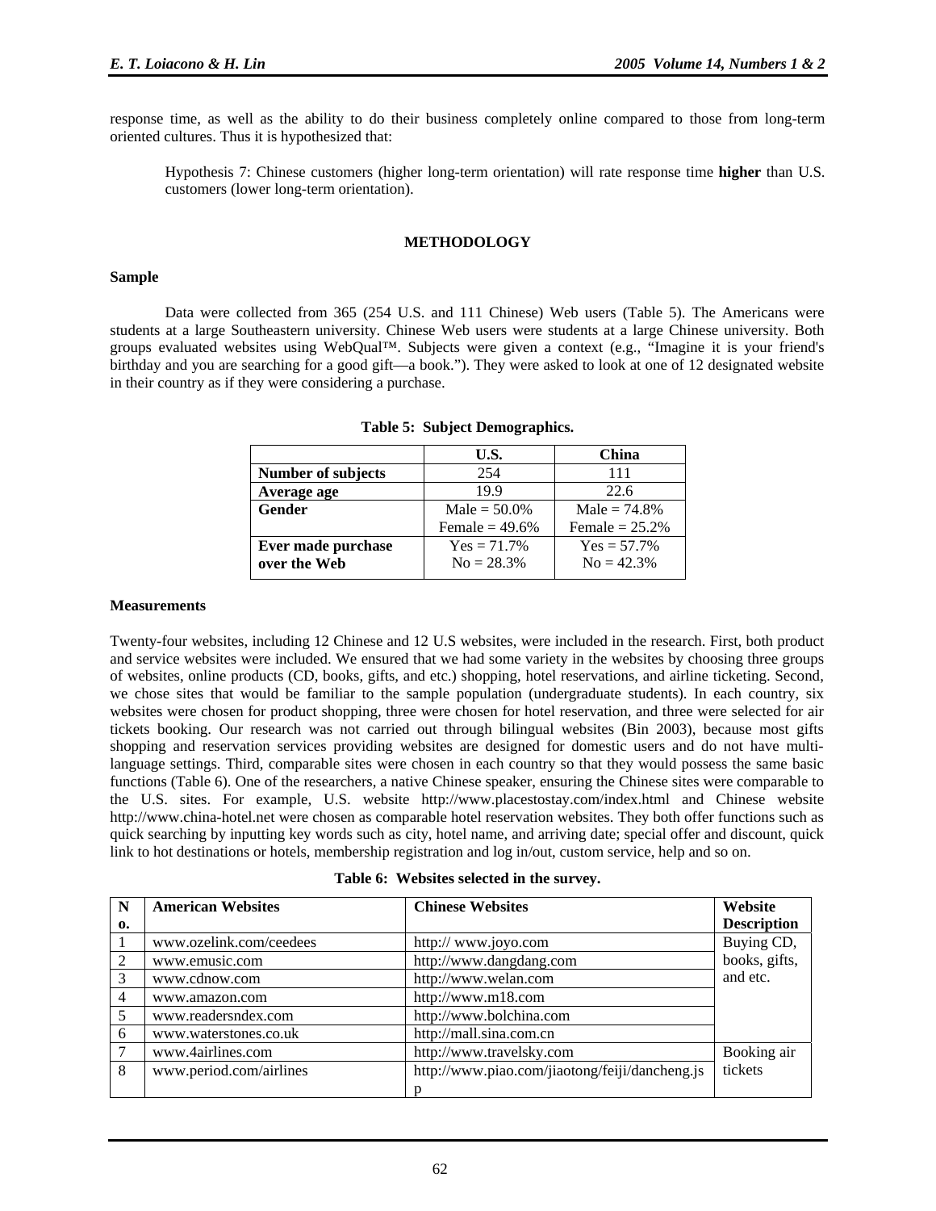response time, as well as the ability to do their business completely online compared to those from long-term oriented cultures. Thus it is hypothesized that:

> Hypothesis 7: Chinese customers (higher long-term orientation) will rate response time **higher** than U.S. customers (lower long-term orientation).

## METHODOLOGY

### Sample

Data were collected from 365 (254 U.S. and 111 Chinese) Web users (Table 5). The Americans were students at a large Southeastern university. Chinese Web users were students at a large Chinese university. Both groups evaluated websites using WebQual™. Subjects were given a context (e.g., "Imagine it is your friend's birthday and you are searching for a good gift—a book."). They were asked to look at one of 12 designated website in their country as if they were considering a purchase.

**Table 5: Subject Demographics.**

| | U.S. | China |
|---|---|---|
| **Number of subjects** | 254 | 111 |
| **Average age** | 19.9 | 22.6 |
| **Gender** | Male = 50.0%<br>Female = 49.6% | Male = 74.8%<br>Female = 25.2% |
| **Ever made purchase over the Web** | Yes = 71.7%<br>No = 28.3% | Yes = 57.7%<br>No = 42.3% |

### Measurements

Twenty-four websites, including 12 Chinese and 12 U.S websites, were included in the research. First, both product and service websites were included. We ensured that we had some variety in the websites by choosing three groups of websites, online products (CD, books, gifts, and etc.) shopping, hotel reservations, and airline ticketing. Second, we chose sites that would be familiar to the sample population (undergraduate students). In each country, six websites were chosen for product shopping, three were chosen for hotel reservation, and three were selected for air tickets booking. Our research was not carried out through bilingual websites (Bin 2003), because most gifts shopping and reservation services providing websites are designed for domestic users and do not have multi-language settings. Third, comparable sites were chosen in each country so that they would possess the same basic functions (Table 6). One of the researchers, a native Chinese speaker, ensuring the Chinese sites were comparable to the U.S. sites. For example, U.S. website http://www.placestostay.com/index.html and Chinese website http://www.china-hotel.net were chosen as comparable hotel reservation websites. They both offer functions such as quick searching by inputting key words such as city, hotel name, and arriving date; special offer and discount, quick link to hot destinations or hotels, membership registration and log in/out, custom service, help and so on.

**Table 6: Websites selected in the survey.**

| No. | American Websites | Chinese Websites | Website Description |
|---|---|---|---|
| 1 | www.ozelink.com/ceedees | http:// www.joyo.com | Buying CD, books, gifts, and etc. |
| 2 | www.emusic.com | http://www.dangdang.com | |
| 3 | www.cdnow.com | http://www.welan.com | |
| 4 | www.amazon.com | http://www.m18.com | |
| 5 | www.readersndex.com | http://www.bolchina.com | |
| 6 | www.waterstones.co.uk | http://mall.sina.com.cn | |
| 7 | www.4airlines.com | http://www.travelsky.com | Booking air tickets |
| 8 | www.period.com/airlines | http://www.piao.com/jiaotong/feiji/dancheng.jsp | |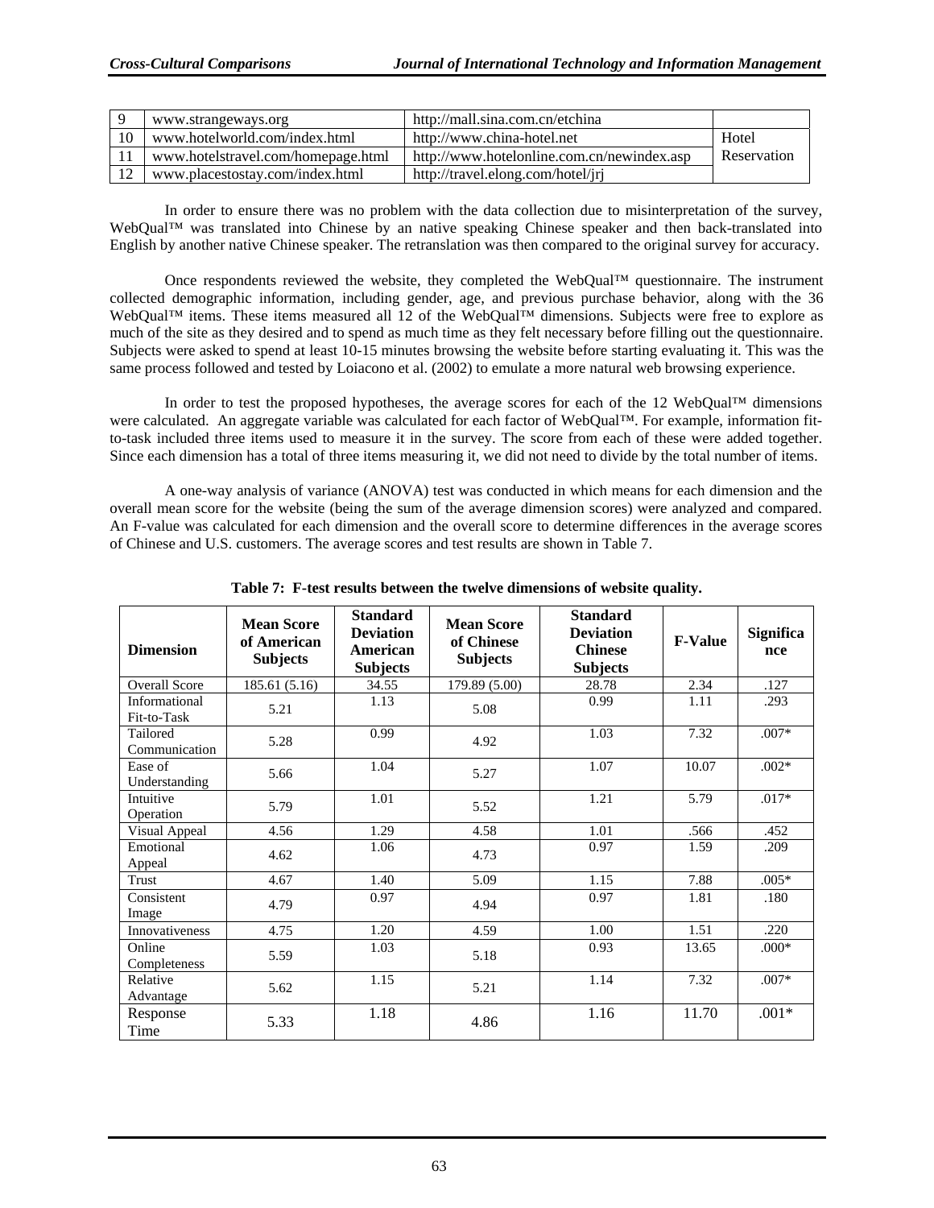| 9 | www.strangeways.org | http://mall.sina.com.cn/etchina | |
|---|---|---|---|
| 10 | www.hotelworld.com/index.html | http://www.china-hotel.net | Hotel Reservation |
| 11 | www.hotelstravel.com/homepage.html | http://www.hotelonline.com.cn/newindex.asp | |
| 12 | www.placestostay.com/index.html | http://travel.elong.com/hotel/jrj | |

In order to ensure there was no problem with the data collection due to misinterpretation of the survey, WebQual™ was translated into Chinese by an native speaking Chinese speaker and then back-translated into English by another native Chinese speaker. The retranslation was then compared to the original survey for accuracy.

Once respondents reviewed the website, they completed the WebQual™ questionnaire. The instrument collected demographic information, including gender, age, and previous purchase behavior, along with the 36 WebQual™ items. These items measured all 12 of the WebQual™ dimensions. Subjects were free to explore as much of the site as they desired and to spend as much time as they felt necessary before filling out the questionnaire. Subjects were asked to spend at least 10-15 minutes browsing the website before starting evaluating it. This was the same process followed and tested by Loiacono et al. (2002) to emulate a more natural web browsing experience.

In order to test the proposed hypotheses, the average scores for each of the 12 WebQual™ dimensions were calculated. An aggregate variable was calculated for each factor of WebQual™. For example, information fit-to-task included three items used to measure it in the survey. The score from each of these were added together. Since each dimension has a total of three items measuring it, we did not need to divide by the total number of items.

A one-way analysis of variance (ANOVA) test was conducted in which means for each dimension and the overall mean score for the website (being the sum of the average dimension scores) were analyzed and compared. An F-value was calculated for each dimension and the overall score to determine differences in the average scores of Chinese and U.S. customers. The average scores and test results are shown in Table 7.

**Table 7: F-test results between the twelve dimensions of website quality.**

| Dimension | Mean Score of American Subjects | Standard Deviation American Subjects | Mean Score of Chinese Subjects | Standard Deviation Chinese Subjects | F-Value | Significance |
|---|---|---|---|---|---|---|
| Overall Score | 185.61 (5.16) | 34.55 | 179.89 (5.00) | 28.78 | 2.34 | .127 |
| Informational Fit-to-Task | 5.21 | 1.13 | 5.08 | 0.99 | 1.11 | .293 |
| Tailored Communication | 5.28 | 0.99 | 4.92 | 1.03 | 7.32 | .007* |
| Ease of Understanding | 5.66 | 1.04 | 5.27 | 1.07 | 10.07 | .002* |
| Intuitive Operation | 5.79 | 1.01 | 5.52 | 1.21 | 5.79 | .017* |
| Visual Appeal | 4.56 | 1.29 | 4.58 | 1.01 | .566 | .452 |
| Emotional Appeal | 4.62 | 1.06 | 4.73 | 0.97 | 1.59 | .209 |
| Trust | 4.67 | 1.40 | 5.09 | 1.15 | 7.88 | .005* |
| Consistent Image | 4.79 | 0.97 | 4.94 | 0.97 | 1.81 | .180 |
| Innovativeness | 4.75 | 1.20 | 4.59 | 1.00 | 1.51 | .220 |
| Online Completeness | 5.59 | 1.03 | 5.18 | 0.93 | 13.65 | .000* |
| Relative Advantage | 5.62 | 1.15 | 5.21 | 1.14 | 7.32 | .007* |
| Response Time | 5.33 | 1.18 | 4.86 | 1.16 | 11.70 | .001* |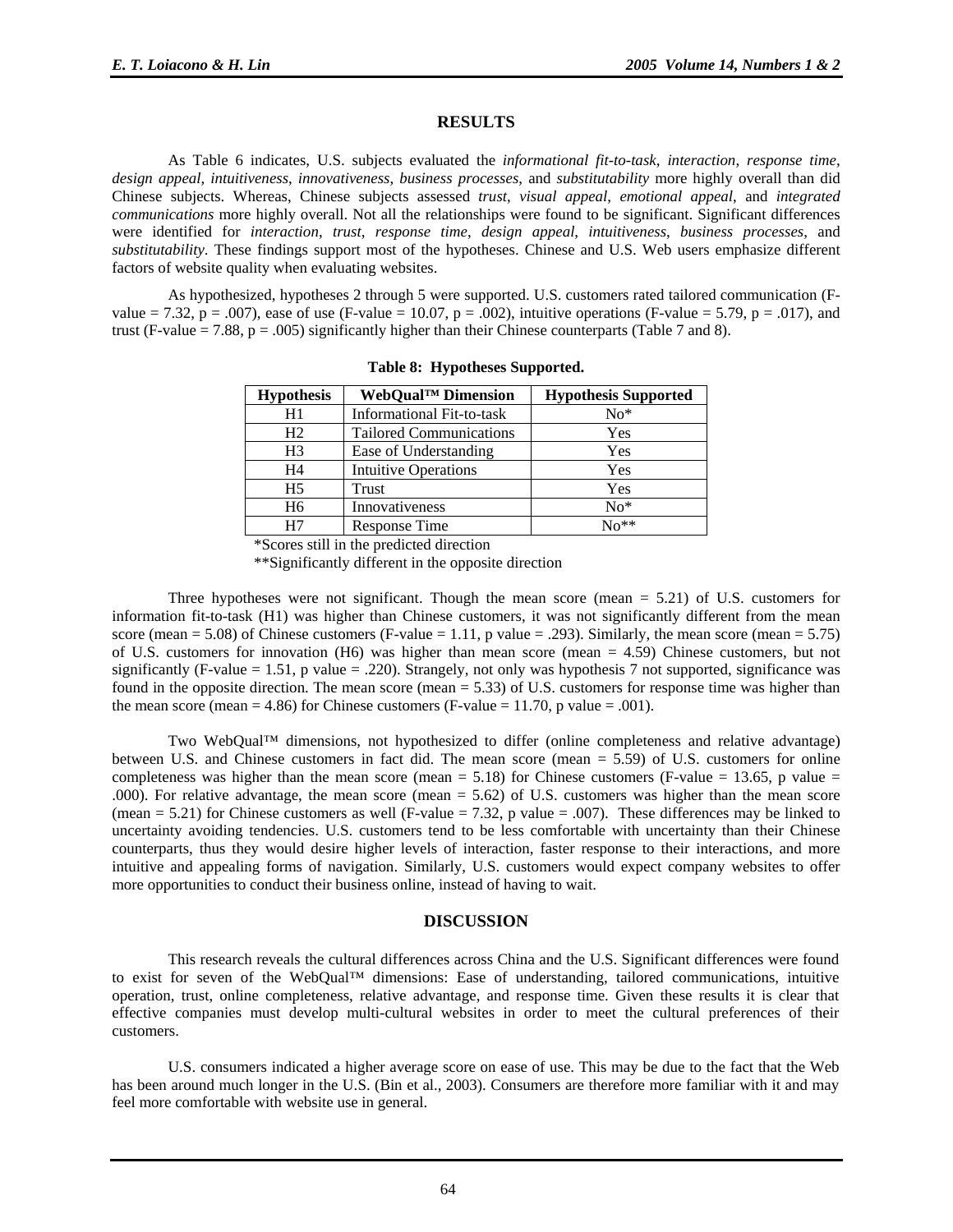## RESULTS

As Table 6 indicates, U.S. subjects evaluated the *informational fit-to-task*, *interaction*, *response time*, *design appeal*, *intuitiveness*, *innovativeness*, *business processes*, and *substitutability* more highly overall than did Chinese subjects. Whereas, Chinese subjects assessed *trust*, *visual appeal*, *emotional appeal*, and *integrated communications* more highly overall. Not all the relationships were found to be significant. Significant differences were identified for *interaction*, *trust*, *response time*, *design appeal*, *intuitiveness*, *business processes*, and *substitutability*. These findings support most of the hypotheses. Chinese and U.S. Web users emphasize different factors of website quality when evaluating websites.

As hypothesized, hypotheses 2 through 5 were supported. U.S. customers rated tailored communication (F-value = 7.32, p = .007), ease of use (F-value = 10.07, p = .002), intuitive operations (F-value = 5.79, p = .017), and trust (F-value = 7.88, p = .005) significantly higher than their Chinese counterparts (Table 7 and 8).

**Table 8: Hypotheses Supported.**

| Hypothesis | WebQual™ Dimension | Hypothesis Supported |
|---|---|---|
| H1 | Informational Fit-to-task | No* |
| H2 | Tailored Communications | Yes |
| H3 | Ease of Understanding | Yes |
| H4 | Intuitive Operations | Yes |
| H5 | Trust | Yes |
| H6 | Innovativeness | No* |
| H7 | Response Time | No** |

*Scores still in the predicted direction

**Significantly different in the opposite direction

Three hypotheses were not significant. Though the mean score (mean = 5.21) of U.S. customers for information fit-to-task (H1) was higher than Chinese customers, it was not significantly different from the mean score (mean = 5.08) of Chinese customers (F-value = 1.11, p value = .293). Similarly, the mean score (mean = 5.75) of U.S. customers for innovation (H6) was higher than mean score (mean = 4.59) Chinese customers, but not significantly (F-value = 1.51, p value = .220). Strangely, not only was hypothesis 7 not supported, significance was found in the opposite direction. The mean score (mean = 5.33) of U.S. customers for response time was higher than the mean score (mean = 4.86) for Chinese customers (F-value = 11.70, p value = .001).

Two WebQual™ dimensions, not hypothesized to differ (online completeness and relative advantage) between U.S. and Chinese customers in fact did. The mean score (mean = 5.59) of U.S. customers for online completeness was higher than the mean score (mean = 5.18) for Chinese customers (F-value = 13.65, p value = .000). For relative advantage, the mean score (mean = 5.62) of U.S. customers was higher than the mean score (mean = 5.21) for Chinese customers as well (F-value = 7.32, p value = .007). These differences may be linked to uncertainty avoiding tendencies. U.S. customers tend to be less comfortable with uncertainty than their Chinese counterparts, thus they would desire higher levels of interaction, faster response to their interactions, and more intuitive and appealing forms of navigation. Similarly, U.S. customers would expect company websites to offer more opportunities to conduct their business online, instead of having to wait.

## DISCUSSION

This research reveals the cultural differences across China and the U.S. Significant differences were found to exist for seven of the WebQual™ dimensions: Ease of understanding, tailored communications, intuitive operation, trust, online completeness, relative advantage, and response time. Given these results it is clear that effective companies must develop multi-cultural websites in order to meet the cultural preferences of their customers.

U.S. consumers indicated a higher average score on ease of use. This may be due to the fact that the Web has been around much longer in the U.S. (Bin et al., 2003). Consumers are therefore more familiar with it and may feel more comfortable with website use in general.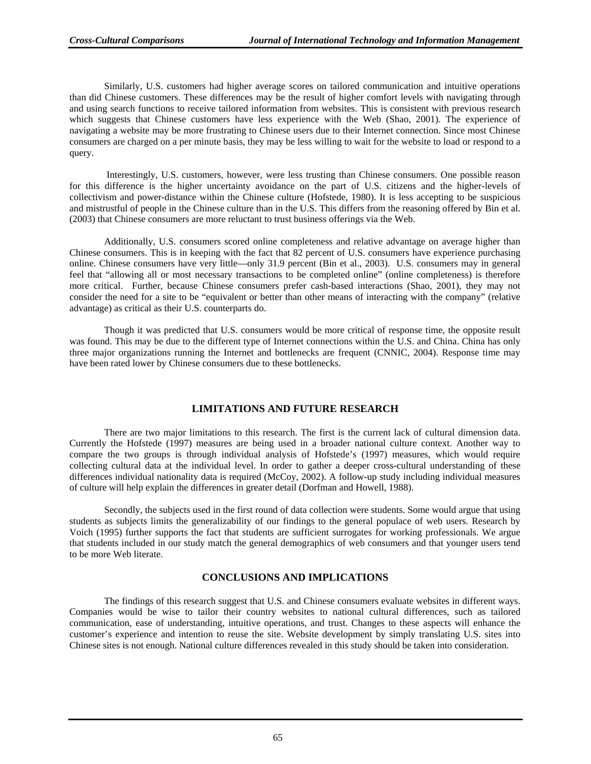Similarly, U.S. customers had higher average scores on tailored communication and intuitive operations than did Chinese customers. These differences may be the result of higher comfort levels with navigating through and using search functions to receive tailored information from websites. This is consistent with previous research which suggests that Chinese customers have less experience with the Web (Shao, 2001). The experience of navigating a website may be more frustrating to Chinese users due to their Internet connection. Since most Chinese consumers are charged on a per minute basis, they may be less willing to wait for the website to load or respond to a query.

Interestingly, U.S. customers, however, were less trusting than Chinese consumers. One possible reason for this difference is the higher uncertainty avoidance on the part of U.S. citizens and the higher-levels of collectivism and power-distance within the Chinese culture (Hofstede, 1980). It is less accepting to be suspicious and mistrustful of people in the Chinese culture than in the U.S. This differs from the reasoning offered by Bin et al. (2003) that Chinese consumers are more reluctant to trust business offerings via the Web.

Additionally, U.S. consumers scored online completeness and relative advantage on average higher than Chinese consumers. This is in keeping with the fact that 82 percent of U.S. consumers have experience purchasing online. Chinese consumers have very little—only 31.9 percent (Bin et al., 2003). U.S. consumers may in general feel that "allowing all or most necessary transactions to be completed online" (online completeness) is therefore more critical. Further, because Chinese consumers prefer cash-based interactions (Shao, 2001), they may not consider the need for a site to be "equivalent or better than other means of interacting with the company" (relative advantage) as critical as their U.S. counterparts do.

Though it was predicted that U.S. consumers would be more critical of response time, the opposite result was found. This may be due to the different type of Internet connections within the U.S. and China. China has only three major organizations running the Internet and bottlenecks are frequent (CNNIC, 2004). Response time may have been rated lower by Chinese consumers due to these bottlenecks.

## LIMITATIONS AND FUTURE RESEARCH

There are two major limitations to this research. The first is the current lack of cultural dimension data. Currently the Hofstede (1997) measures are being used in a broader national culture context. Another way to compare the two groups is through individual analysis of Hofstede's (1997) measures, which would require collecting cultural data at the individual level. In order to gather a deeper cross-cultural understanding of these differences individual nationality data is required (McCoy, 2002). A follow-up study including individual measures of culture will help explain the differences in greater detail (Dorfman and Howell, 1988).

Secondly, the subjects used in the first round of data collection were students. Some would argue that using students as subjects limits the generalizability of our findings to the general populace of web users. Research by Voich (1995) further supports the fact that students are sufficient surrogates for working professionals. We argue that students included in our study match the general demographics of web consumers and that younger users tend to be more Web literate.

## CONCLUSIONS AND IMPLICATIONS

The findings of this research suggest that U.S. and Chinese consumers evaluate websites in different ways. Companies would be wise to tailor their country websites to national cultural differences, such as tailored communication, ease of understanding, intuitive operations, and trust. Changes to these aspects will enhance the customer's experience and intention to reuse the site. Website development by simply translating U.S. sites into Chinese sites is not enough. National culture differences revealed in this study should be taken into consideration.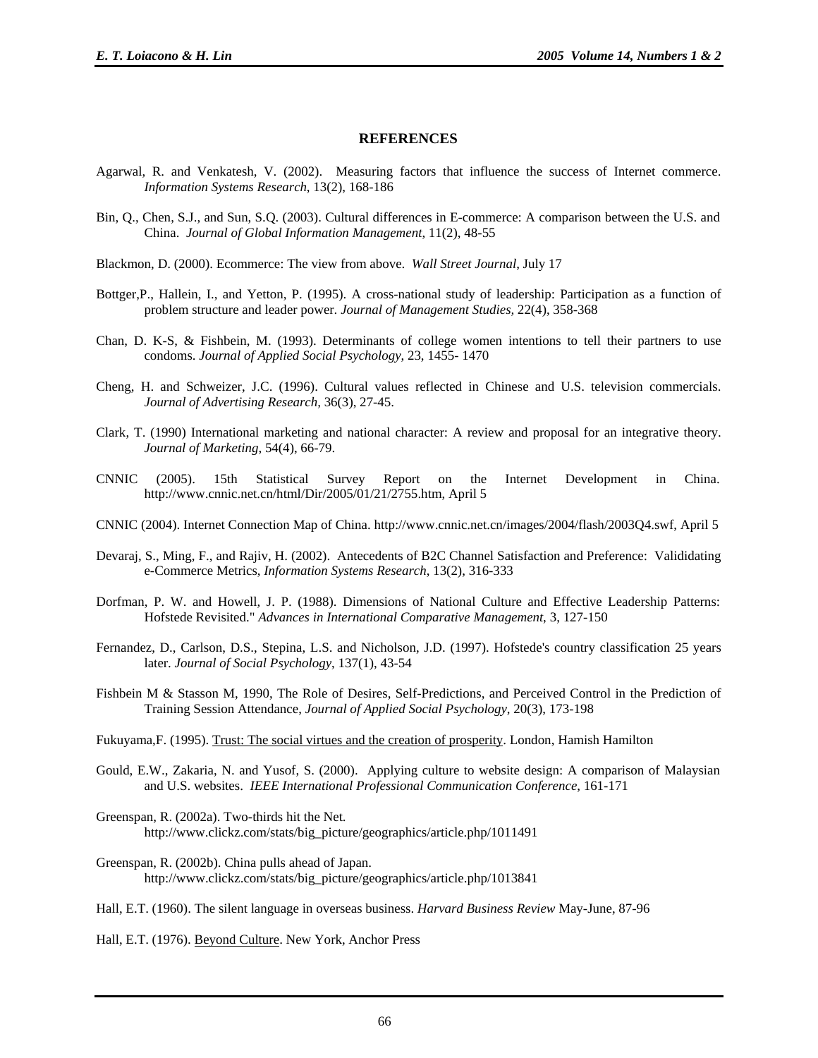## REFERENCES

Agarwal, R. and Venkatesh, V. (2002). Measuring factors that influence the success of Internet commerce. *Information Systems Research*, 13(2), 168-186

Bin, Q., Chen, S.J., and Sun, S.Q. (2003). Cultural differences in E-commerce: A comparison between the U.S. and China. *Journal of Global Information Management,* 11(2), 48-55

Blackmon, D. (2000). Ecommerce: The view from above. *Wall Street Journal*, July 17

Bottger,P., Hallein, I., and Yetton, P. (1995). A cross-national study of leadership: Participation as a function of problem structure and leader power. *Journal of Management Studies*, 22(4), 358-368

Chan, D. K-S, & Fishbein, M. (1993). Determinants of college women intentions to tell their partners to use condoms. *Journal of Applied Social Psychology*, 23, 1455- 1470

Cheng, H. and Schweizer, J.C. (1996). Cultural values reflected in Chinese and U.S. television commercials. *Journal of Advertising Research,* 36(3), 27-45.

Clark, T. (1990) International marketing and national character: A review and proposal for an integrative theory. *Journal of Marketing*, 54(4), 66-79.

CNNIC (2005). 15th Statistical Survey Report on the Internet Development in China. http://www.cnnic.net.cn/html/Dir/2005/01/21/2755.htm, April 5

CNNIC (2004). Internet Connection Map of China. http://www.cnnic.net.cn/images/2004/flash/2003Q4.swf, April 5

Devaraj, S., Ming, F., and Rajiv, H. (2002). Antecedents of B2C Channel Satisfaction and Preference: Valididating e-Commerce Metrics, *Information Systems Research*, 13(2), 316-333

Dorfman, P. W. and Howell, J. P. (1988). Dimensions of National Culture and Effective Leadership Patterns: Hofstede Revisited." *Advances in International Comparative Management*, 3, 127-150

Fernandez, D., Carlson, D.S., Stepina, L.S. and Nicholson, J.D. (1997). Hofstede's country classification 25 years later. *Journal of Social Psychology*, 137(1), 43-54

Fishbein M & Stasson M, 1990, The Role of Desires, Self-Predictions, and Perceived Control in the Prediction of Training Session Attendance, *Journal of Applied Social Psychology*, 20(3), 173-198

Fukuyama,F. (1995). Trust: The social virtues and the creation of prosperity. London, Hamish Hamilton

Gould, E.W., Zakaria, N. and Yusof, S. (2000). Applying culture to website design: A comparison of Malaysian and U.S. websites. *IEEE International Professional Communication Conference*, 161-171

Greenspan, R. (2002a). Two-thirds hit the Net. http://www.clickz.com/stats/big_picture/geographics/article.php/1011491

Greenspan, R. (2002b). China pulls ahead of Japan. http://www.clickz.com/stats/big_picture/geographics/article.php/1013841

Hall, E.T. (1960). The silent language in overseas business. *Harvard Business Review* May-June, 87-96

Hall, E.T. (1976). Beyond Culture. New York, Anchor Press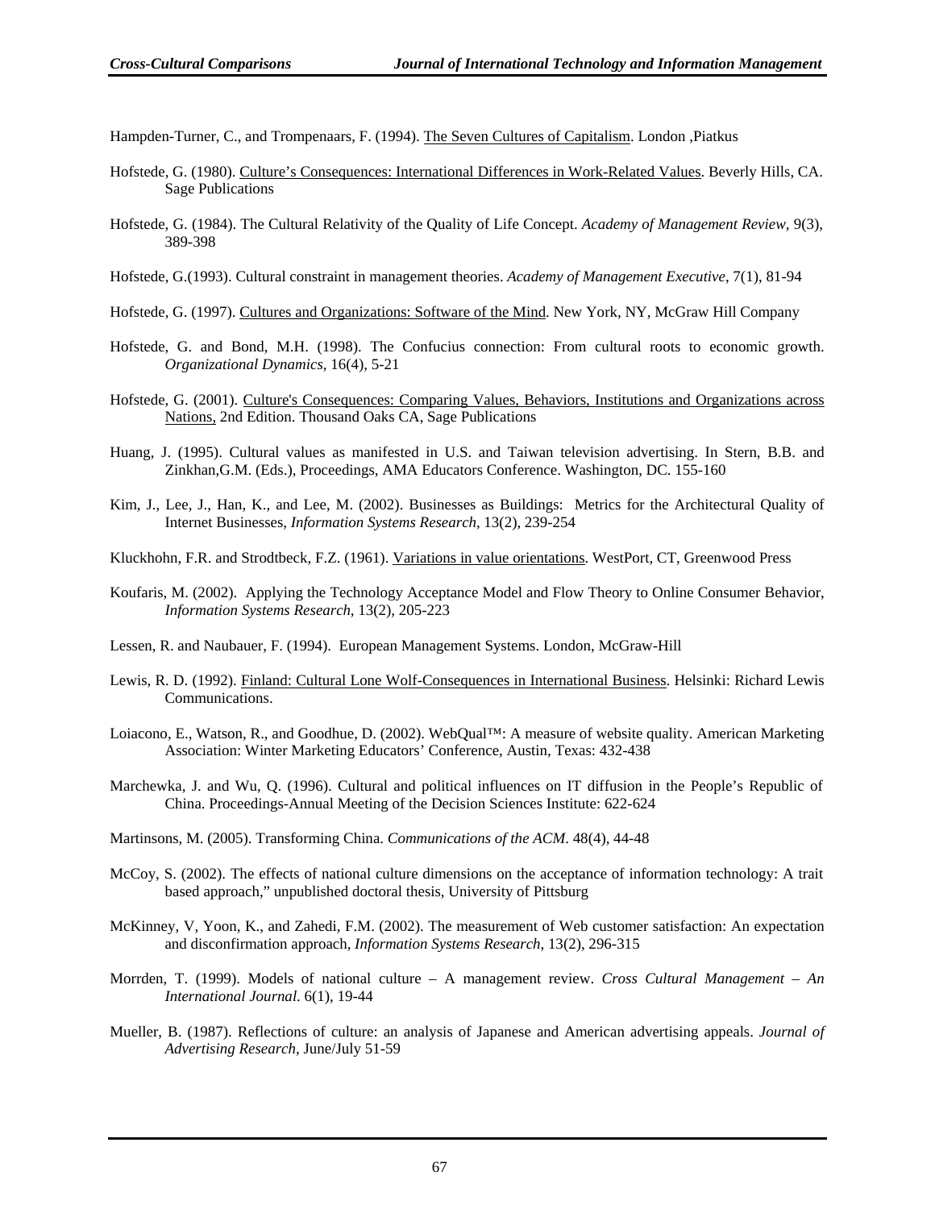Hampden-Turner, C., and Trompenaars, F. (1994). The Seven Cultures of Capitalism. London ,Piatkus

Hofstede, G. (1980). Culture's Consequences: International Differences in Work-Related Values. Beverly Hills, CA. Sage Publications

Hofstede, G. (1984). The Cultural Relativity of the Quality of Life Concept. *Academy of Management Review,* 9(3), 389-398

Hofstede, G.(1993). Cultural constraint in management theories. *Academy of Management Executive*, 7(1), 81-94

Hofstede, G. (1997). Cultures and Organizations: Software of the Mind. New York, NY, McGraw Hill Company

Hofstede, G. and Bond, M.H. (1998). The Confucius connection: From cultural roots to economic growth. *Organizational Dynamics*, 16(4), 5-21

Hofstede, G. (2001). Culture's Consequences: Comparing Values, Behaviors, Institutions and Organizations across Nations, 2nd Edition. Thousand Oaks CA, Sage Publications

Huang, J. (1995). Cultural values as manifested in U.S. and Taiwan television advertising. In Stern, B.B. and Zinkhan,G.M. (Eds.), Proceedings, AMA Educators Conference. Washington, DC. 155-160

Kim, J., Lee, J., Han, K., and Lee, M. (2002). Businesses as Buildings: Metrics for the Architectural Quality of Internet Businesses, *Information Systems Research*, 13(2), 239-254

Kluckhohn, F.R. and Strodtbeck, F.Z. (1961). Variations in value orientations. WestPort, CT, Greenwood Press

Koufaris, M. (2002). Applying the Technology Acceptance Model and Flow Theory to Online Consumer Behavior, *Information Systems Research*, 13(2), 205-223

Lessen, R. and Naubauer, F. (1994). European Management Systems. London, McGraw-Hill

Lewis, R. D. (1992). Finland: Cultural Lone Wolf-Consequences in International Business. Helsinki: Richard Lewis Communications.

Loiacono, E., Watson, R., and Goodhue, D. (2002). WebQual™: A measure of website quality. American Marketing Association: Winter Marketing Educators' Conference, Austin, Texas: 432-438

Marchewka, J. and Wu, Q. (1996). Cultural and political influences on IT diffusion in the People's Republic of China. Proceedings-Annual Meeting of the Decision Sciences Institute: 622-624

Martinsons, M. (2005). Transforming China. *Communications of the ACM*. 48(4), 44-48

McCoy, S. (2002). The effects of national culture dimensions on the acceptance of information technology: A trait based approach," unpublished doctoral thesis, University of Pittsburg

McKinney, V, Yoon, K., and Zahedi, F.M. (2002). The measurement of Web customer satisfaction: An expectation and disconfirmation approach, *Information Systems Research,* 13(2), 296-315

Morrden, T. (1999). Models of national culture – A management review. *Cross Cultural Management – An International Journal.* 6(1), 19-44

Mueller, B. (1987). Reflections of culture: an analysis of Japanese and American advertising appeals. *Journal of Advertising Research*, June/July 51-59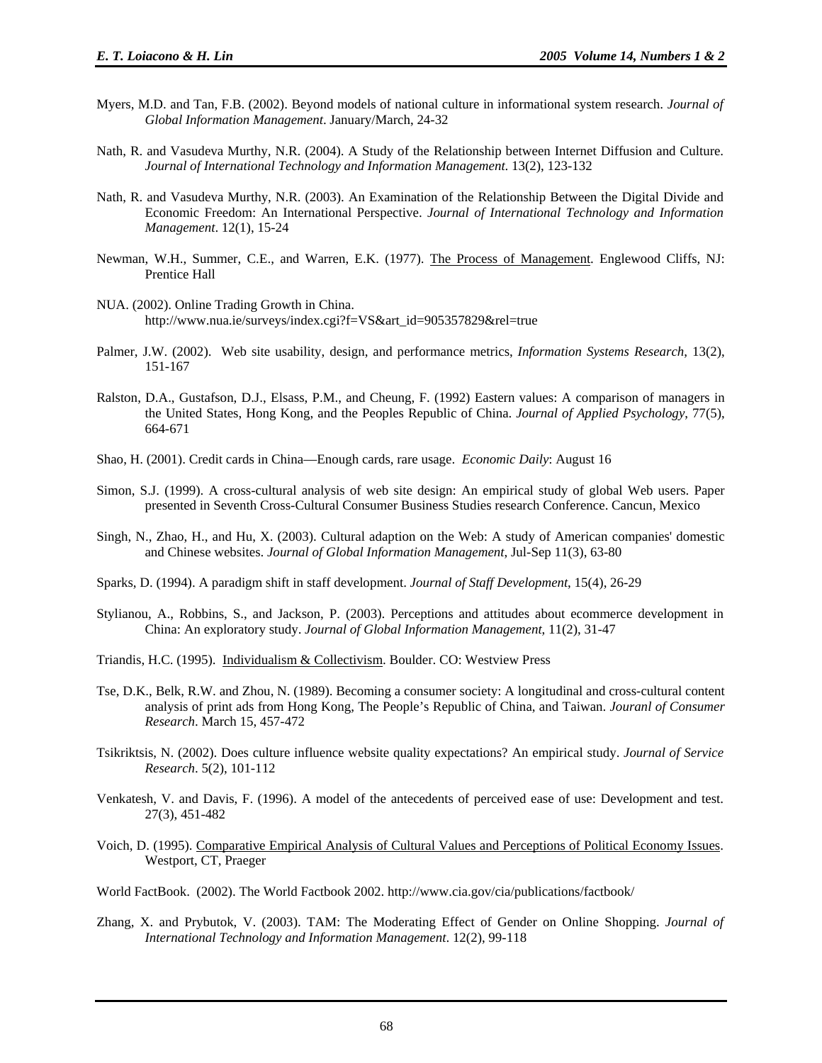Myers, M.D. and Tan, F.B. (2002). Beyond models of national culture in informational system research. *Journal of Global Information Management*. January/March, 24-32

Nath, R. and Vasudeva Murthy, N.R. (2004). A Study of the Relationship between Internet Diffusion and Culture. *Journal of International Technology and Information Management*. 13(2), 123-132

Nath, R. and Vasudeva Murthy, N.R. (2003). An Examination of the Relationship Between the Digital Divide and Economic Freedom: An International Perspective. *Journal of International Technology and Information Management*. 12(1), 15-24

Newman, W.H., Summer, C.E., and Warren, E.K. (1977). The Process of Management. Englewood Cliffs, NJ: Prentice Hall

NUA. (2002). Online Trading Growth in China. http://www.nua.ie/surveys/index.cgi?f=VS&art_id=905357829&rel=true

Palmer, J.W. (2002). Web site usability, design, and performance metrics, *Information Systems Research*, 13(2), 151-167

Ralston, D.A., Gustafson, D.J., Elsass, P.M., and Cheung, F. (1992) Eastern values: A comparison of managers in the United States, Hong Kong, and the Peoples Republic of China. *Journal of Applied Psychology*, 77(5), 664-671

Shao, H. (2001). Credit cards in China—Enough cards, rare usage. *Economic Daily*: August 16

Simon, S.J. (1999). A cross-cultural analysis of web site design: An empirical study of global Web users. Paper presented in Seventh Cross-Cultural Consumer Business Studies research Conference. Cancun, Mexico

Singh, N., Zhao, H., and Hu, X. (2003). Cultural adaption on the Web: A study of American companies' domestic and Chinese websites. *Journal of Global Information Management*, Jul-Sep 11(3), 63-80

Sparks, D. (1994). A paradigm shift in staff development. *Journal of Staff Development*, 15(4), 26-29

Stylianou, A., Robbins, S., and Jackson, P. (2003). Perceptions and attitudes about ecommerce development in China: An exploratory study. *Journal of Global Information Management*, 11(2), 31-47

Triandis, H.C. (1995). Individualism & Collectivism. Boulder. CO: Westview Press

Tse, D.K., Belk, R.W. and Zhou, N. (1989). Becoming a consumer society: A longitudinal and cross-cultural content analysis of print ads from Hong Kong, The People's Republic of China, and Taiwan. *Jouranl of Consumer Research*. March 15, 457-472

Tsikriktsis, N. (2002). Does culture influence website quality expectations? An empirical study. *Journal of Service Research*. 5(2), 101-112

Venkatesh, V. and Davis, F. (1996). A model of the antecedents of perceived ease of use: Development and test. 27(3), 451-482

Voich, D. (1995). Comparative Empirical Analysis of Cultural Values and Perceptions of Political Economy Issues. Westport, CT, Praeger

World FactBook. (2002). The World Factbook 2002. http://www.cia.gov/cia/publications/factbook/

Zhang, X. and Prybutok, V. (2003). TAM: The Moderating Effect of Gender on Online Shopping. *Journal of International Technology and Information Management*. 12(2), 99-118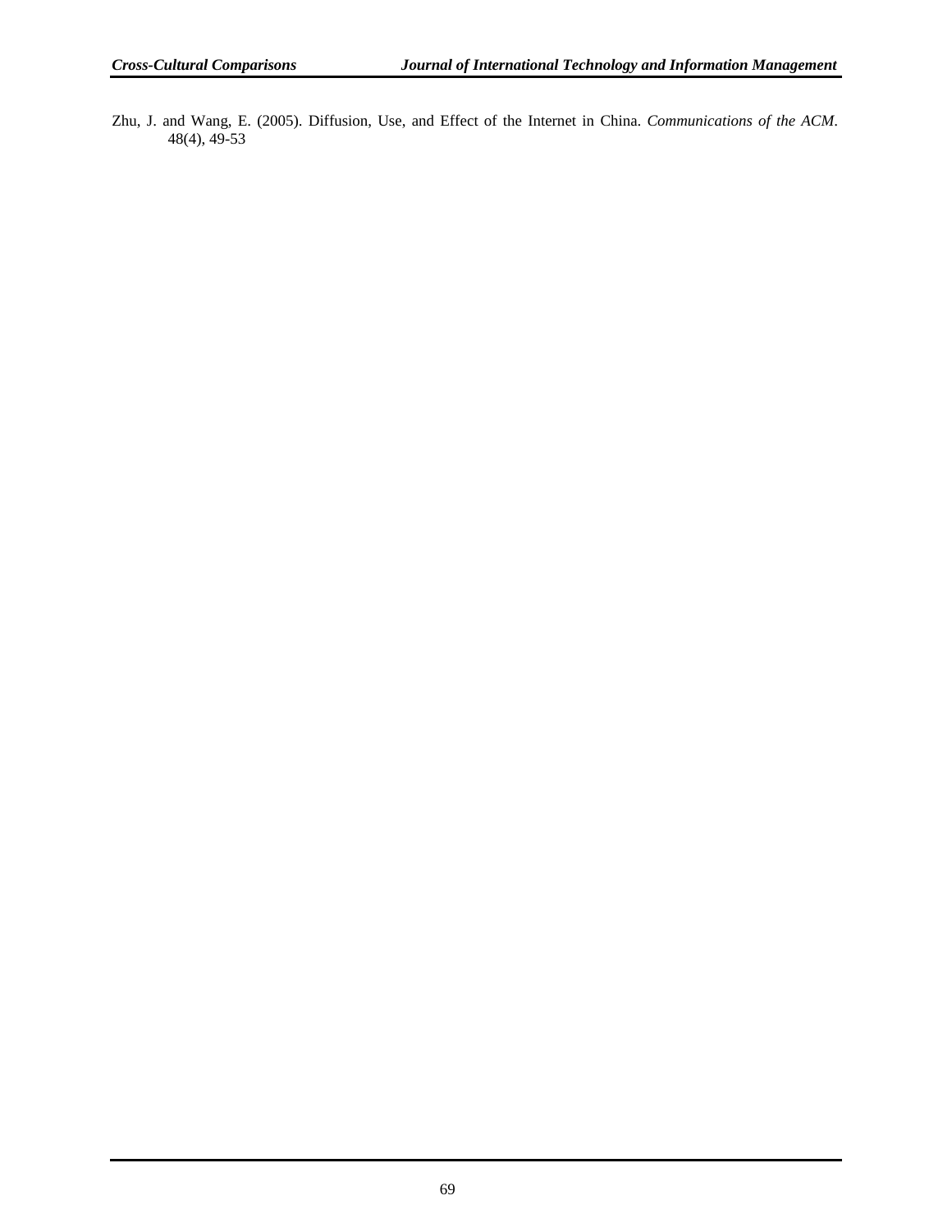Zhu, J. and Wang, E. (2005). Diffusion, Use, and Effect of the Internet in China. *Communications of the ACM*. 48(4), 49-53